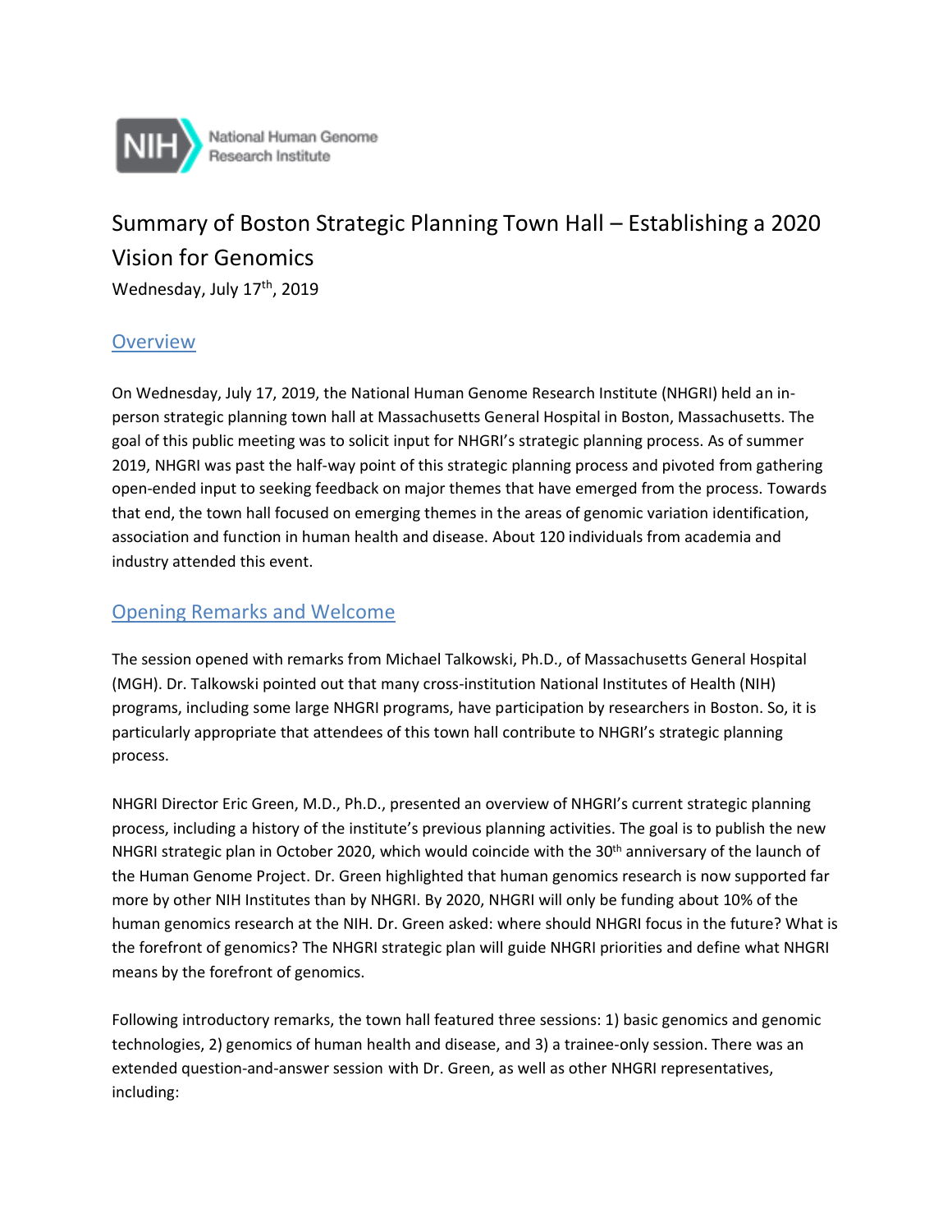NIH National Human Genome Research Institute

# Summary of Boston Strategic Planning Town Hall – Establishing a 2020 Vision for Genomics

Wednesday, July 17th, 2019

## Overview

On Wednesday, July 17, 2019, the National Human Genome Research Institute (NHGRI) held an in-person strategic planning town hall at Massachusetts General Hospital in Boston, Massachusetts. The goal of this public meeting was to solicit input for NHGRI's strategic planning process. As of summer 2019, NHGRI was past the half-way point of this strategic planning process and pivoted from gathering open-ended input to seeking feedback on major themes that have emerged from the process. Towards that end, the town hall focused on emerging themes in the areas of genomic variation identification, association and function in human health and disease. About 120 individuals from academia and industry attended this event.

## Opening Remarks and Welcome

The session opened with remarks from Michael Talkowski, Ph.D., of Massachusetts General Hospital (MGH). Dr. Talkowski pointed out that many cross-institution National Institutes of Health (NIH) programs, including some large NHGRI programs, have participation by researchers in Boston. So, it is particularly appropriate that attendees of this town hall contribute to NHGRI's strategic planning process.

NHGRI Director Eric Green, M.D., Ph.D., presented an overview of NHGRI's current strategic planning process, including a history of the institute's previous planning activities. The goal is to publish the new NHGRI strategic plan in October 2020, which would coincide with the 30th anniversary of the launch of the Human Genome Project. Dr. Green highlighted that human genomics research is now supported far more by other NIH Institutes than by NHGRI. By 2020, NHGRI will only be funding about 10% of the human genomics research at the NIH. Dr. Green asked: where should NHGRI focus in the future? What is the forefront of genomics? The NHGRI strategic plan will guide NHGRI priorities and define what NHGRI means by the forefront of genomics.

Following introductory remarks, the town hall featured three sessions: 1) basic genomics and genomic technologies, 2) genomics of human health and disease, and 3) a trainee-only session. There was an extended question-and-answer session with Dr. Green, as well as other NHGRI representatives, including: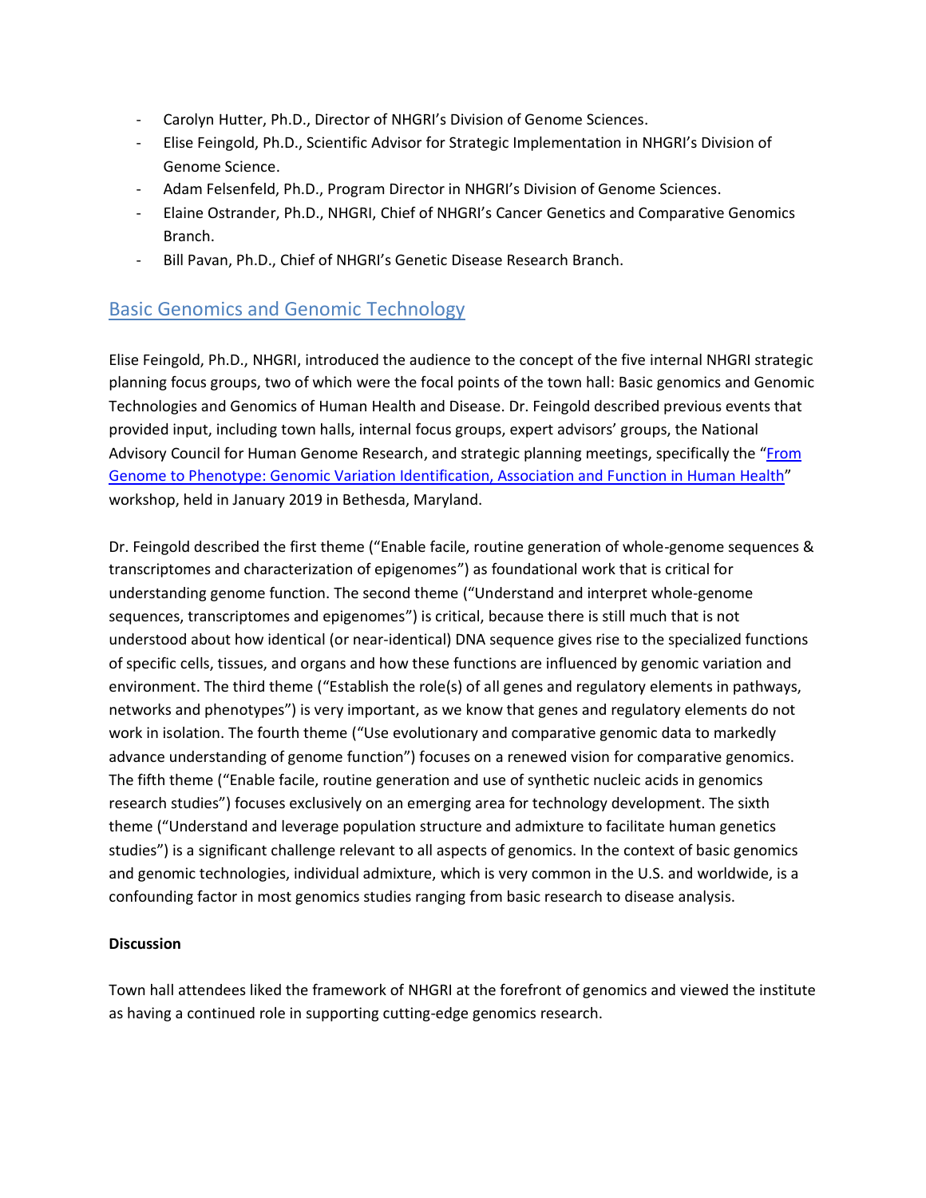- Carolyn Hutter, Ph.D., Director of NHGRI's Division of Genome Sciences.
- Elise Feingold, Ph.D., Scientific Advisor for Strategic Implementation in NHGRI's Division of Genome Science.
- Adam Felsenfeld, Ph.D., Program Director in NHGRI's Division of Genome Sciences.
- Elaine Ostrander, Ph.D., NHGRI, Chief of NHGRI's Cancer Genetics and Comparative Genomics Branch.
- Bill Pavan, Ph.D., Chief of NHGRI's Genetic Disease Research Branch.

## Basic Genomics and Genomic Technology

Elise Feingold, Ph.D., NHGRI, introduced the audience to the concept of the five internal NHGRI strategic planning focus groups, two of which were the focal points of the town hall: Basic genomics and Genomic Technologies and Genomics of Human Health and Disease. Dr. Feingold described previous events that provided input, including town halls, internal focus groups, expert advisors' groups, the National Advisory Council for Human Genome Research, and strategic planning meetings, specifically the "From Genome to Phenotype: Genomic Variation Identification, Association and Function in Human Health" workshop, held in January 2019 in Bethesda, Maryland.

Dr. Feingold described the first theme ("Enable facile, routine generation of whole-genome sequences & transcriptomes and characterization of epigenomes") as foundational work that is critical for understanding genome function. The second theme ("Understand and interpret whole-genome sequences, transcriptomes and epigenomes") is critical, because there is still much that is not understood about how identical (or near-identical) DNA sequence gives rise to the specialized functions of specific cells, tissues, and organs and how these functions are influenced by genomic variation and environment. The third theme ("Establish the role(s) of all genes and regulatory elements in pathways, networks and phenotypes") is very important, as we know that genes and regulatory elements do not work in isolation. The fourth theme ("Use evolutionary and comparative genomic data to markedly advance understanding of genome function") focuses on a renewed vision for comparative genomics. The fifth theme ("Enable facile, routine generation and use of synthetic nucleic acids in genomics research studies") focuses exclusively on an emerging area for technology development. The sixth theme ("Understand and leverage population structure and admixture to facilitate human genetics studies") is a significant challenge relevant to all aspects of genomics. In the context of basic genomics and genomic technologies, individual admixture, which is very common in the U.S. and worldwide, is a confounding factor in most genomics studies ranging from basic research to disease analysis.

**Discussion**

Town hall attendees liked the framework of NHGRI at the forefront of genomics and viewed the institute as having a continued role in supporting cutting-edge genomics research.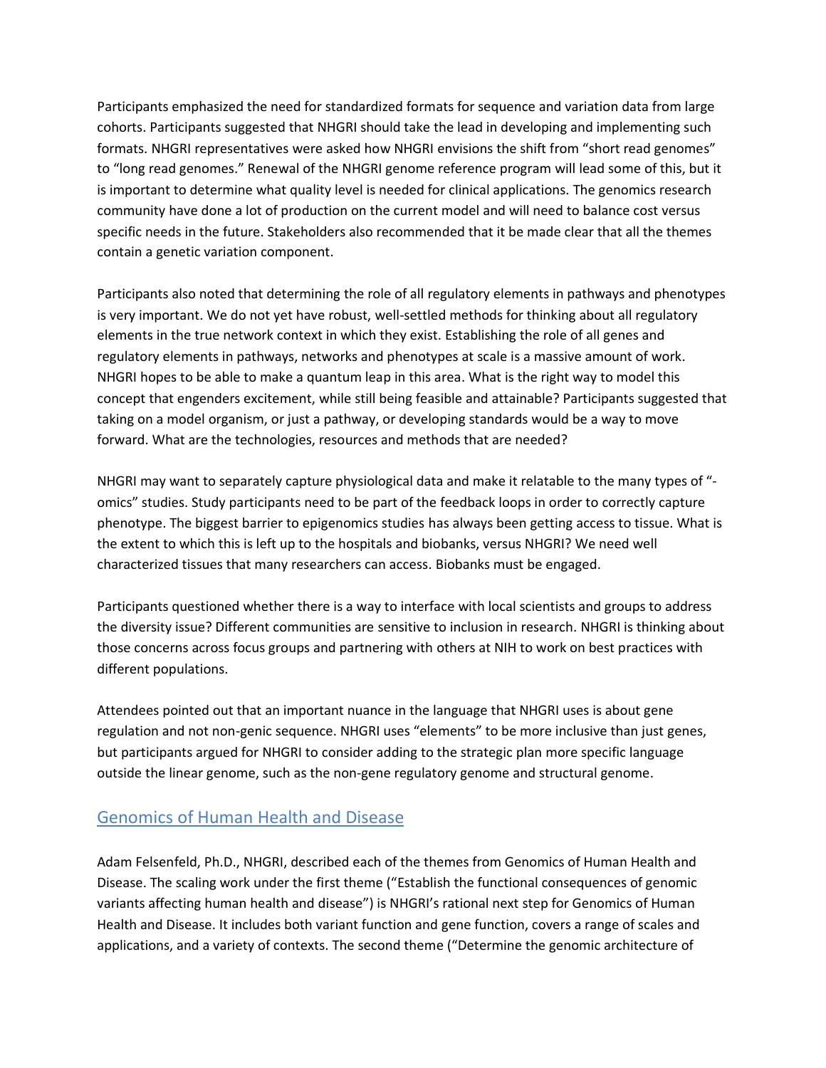Participants emphasized the need for standardized formats for sequence and variation data from large cohorts. Participants suggested that NHGRI should take the lead in developing and implementing such formats. NHGRI representatives were asked how NHGRI envisions the shift from "short read genomes" to "long read genomes." Renewal of the NHGRI genome reference program will lead some of this, but it is important to determine what quality level is needed for clinical applications. The genomics research community have done a lot of production on the current model and will need to balance cost versus specific needs in the future. Stakeholders also recommended that it be made clear that all the themes contain a genetic variation component.

Participants also noted that determining the role of all regulatory elements in pathways and phenotypes is very important. We do not yet have robust, well-settled methods for thinking about all regulatory elements in the true network context in which they exist. Establishing the role of all genes and regulatory elements in pathways, networks and phenotypes at scale is a massive amount of work. NHGRI hopes to be able to make a quantum leap in this area. What is the right way to model this concept that engenders excitement, while still being feasible and attainable? Participants suggested that taking on a model organism, or just a pathway, or developing standards would be a way to move forward. What are the technologies, resources and methods that are needed?

NHGRI may want to separately capture physiological data and make it relatable to the many types of "-omics" studies. Study participants need to be part of the feedback loops in order to correctly capture phenotype. The biggest barrier to epigenomics studies has always been getting access to tissue. What is the extent to which this is left up to the hospitals and biobanks, versus NHGRI? We need well characterized tissues that many researchers can access. Biobanks must be engaged.

Participants questioned whether there is a way to interface with local scientists and groups to address the diversity issue? Different communities are sensitive to inclusion in research. NHGRI is thinking about those concerns across focus groups and partnering with others at NIH to work on best practices with different populations.

Attendees pointed out that an important nuance in the language that NHGRI uses is about gene regulation and not non-genic sequence. NHGRI uses "elements" to be more inclusive than just genes, but participants argued for NHGRI to consider adding to the strategic plan more specific language outside the linear genome, such as the non-gene regulatory genome and structural genome.

## Genomics of Human Health and Disease

Adam Felsenfeld, Ph.D., NHGRI, described each of the themes from Genomics of Human Health and Disease. The scaling work under the first theme ("Establish the functional consequences of genomic variants affecting human health and disease") is NHGRI's rational next step for Genomics of Human Health and Disease. It includes both variant function and gene function, covers a range of scales and applications, and a variety of contexts. The second theme ("Determine the genomic architecture of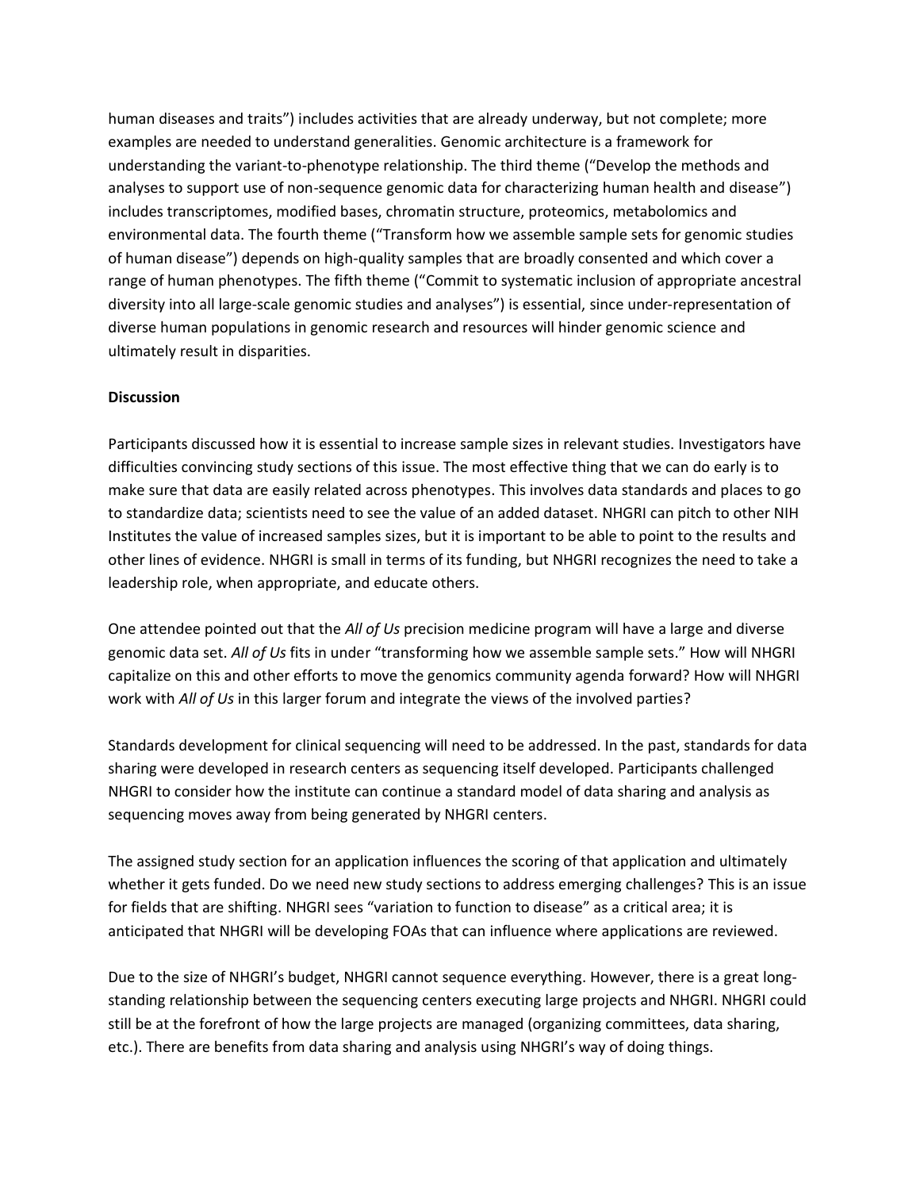human diseases and traits") includes activities that are already underway, but not complete; more examples are needed to understand generalities. Genomic architecture is a framework for understanding the variant-to-phenotype relationship. The third theme ("Develop the methods and analyses to support use of non-sequence genomic data for characterizing human health and disease") includes transcriptomes, modified bases, chromatin structure, proteomics, metabolomics and environmental data. The fourth theme ("Transform how we assemble sample sets for genomic studies of human disease") depends on high-quality samples that are broadly consented and which cover a range of human phenotypes. The fifth theme ("Commit to systematic inclusion of appropriate ancestral diversity into all large-scale genomic studies and analyses") is essential, since under-representation of diverse human populations in genomic research and resources will hinder genomic science and ultimately result in disparities.

**Discussion**

Participants discussed how it is essential to increase sample sizes in relevant studies. Investigators have difficulties convincing study sections of this issue. The most effective thing that we can do early is to make sure that data are easily related across phenotypes. This involves data standards and places to go to standardize data; scientists need to see the value of an added dataset. NHGRI can pitch to other NIH Institutes the value of increased samples sizes, but it is important to be able to point to the results and other lines of evidence. NHGRI is small in terms of its funding, but NHGRI recognizes the need to take a leadership role, when appropriate, and educate others.

One attendee pointed out that the *All of Us* precision medicine program will have a large and diverse genomic data set. *All of Us* fits in under "transforming how we assemble sample sets." How will NHGRI capitalize on this and other efforts to move the genomics community agenda forward? How will NHGRI work with *All of Us* in this larger forum and integrate the views of the involved parties?

Standards development for clinical sequencing will need to be addressed. In the past, standards for data sharing were developed in research centers as sequencing itself developed. Participants challenged NHGRI to consider how the institute can continue a standard model of data sharing and analysis as sequencing moves away from being generated by NHGRI centers.

The assigned study section for an application influences the scoring of that application and ultimately whether it gets funded. Do we need new study sections to address emerging challenges? This is an issue for fields that are shifting. NHGRI sees "variation to function to disease" as a critical area; it is anticipated that NHGRI will be developing FOAs that can influence where applications are reviewed.

Due to the size of NHGRI's budget, NHGRI cannot sequence everything. However, there is a great long-standing relationship between the sequencing centers executing large projects and NHGRI. NHGRI could still be at the forefront of how the large projects are managed (organizing committees, data sharing, etc.). There are benefits from data sharing and analysis using NHGRI's way of doing things.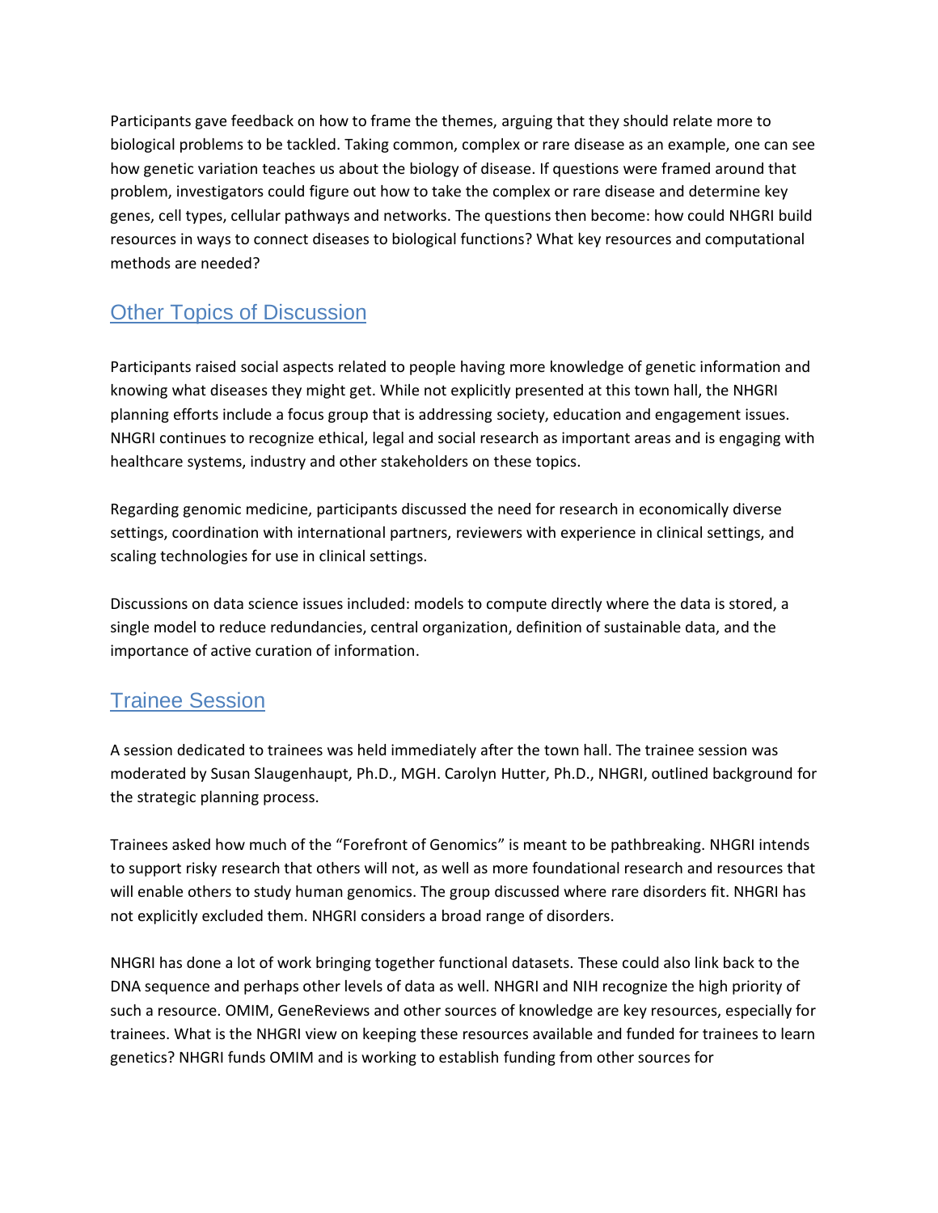Participants gave feedback on how to frame the themes, arguing that they should relate more to biological problems to be tackled. Taking common, complex or rare disease as an example, one can see how genetic variation teaches us about the biology of disease. If questions were framed around that problem, investigators could figure out how to take the complex or rare disease and determine key genes, cell types, cellular pathways and networks. The questions then become: how could NHGRI build resources in ways to connect diseases to biological functions? What key resources and computational methods are needed?

## Other Topics of Discussion

Participants raised social aspects related to people having more knowledge of genetic information and knowing what diseases they might get. While not explicitly presented at this town hall, the NHGRI planning efforts include a focus group that is addressing society, education and engagement issues. NHGRI continues to recognize ethical, legal and social research as important areas and is engaging with healthcare systems, industry and other stakeholders on these topics.

Regarding genomic medicine, participants discussed the need for research in economically diverse settings, coordination with international partners, reviewers with experience in clinical settings, and scaling technologies for use in clinical settings.

Discussions on data science issues included: models to compute directly where the data is stored, a single model to reduce redundancies, central organization, definition of sustainable data, and the importance of active curation of information.

## Trainee Session

A session dedicated to trainees was held immediately after the town hall. The trainee session was moderated by Susan Slaugenhaupt, Ph.D., MGH. Carolyn Hutter, Ph.D., NHGRI, outlined background for the strategic planning process.

Trainees asked how much of the "Forefront of Genomics" is meant to be pathbreaking. NHGRI intends to support risky research that others will not, as well as more foundational research and resources that will enable others to study human genomics. The group discussed where rare disorders fit. NHGRI has not explicitly excluded them. NHGRI considers a broad range of disorders.

NHGRI has done a lot of work bringing together functional datasets. These could also link back to the DNA sequence and perhaps other levels of data as well. NHGRI and NIH recognize the high priority of such a resource. OMIM, GeneReviews and other sources of knowledge are key resources, especially for trainees. What is the NHGRI view on keeping these resources available and funded for trainees to learn genetics? NHGRI funds OMIM and is working to establish funding from other sources for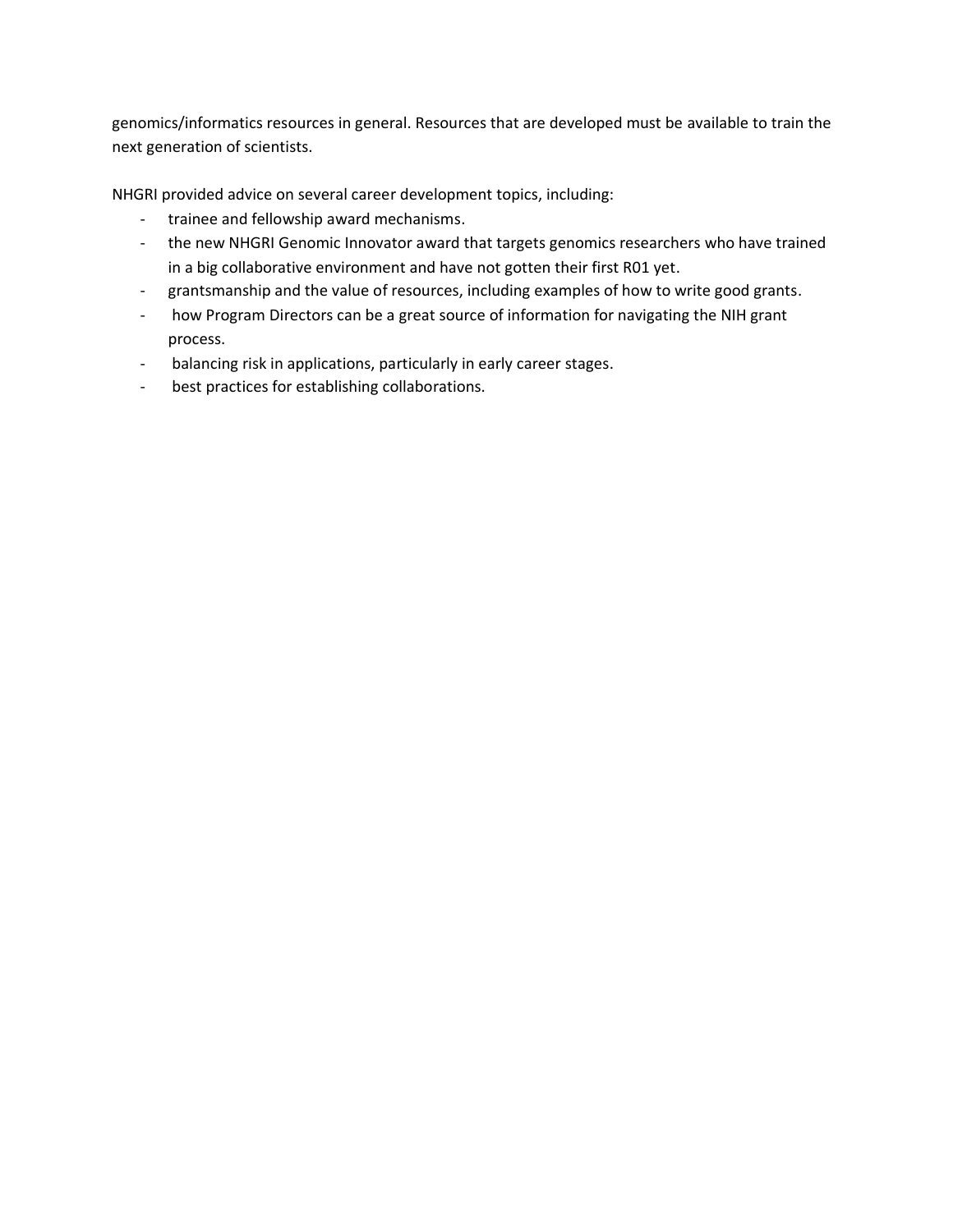genomics/informatics resources in general. Resources that are developed must be available to train the next generation of scientists.

NHGRI provided advice on several career development topics, including:

- trainee and fellowship award mechanisms.
- the new NHGRI Genomic Innovator award that targets genomics researchers who have trained in a big collaborative environment and have not gotten their first R01 yet.
- grantsmanship and the value of resources, including examples of how to write good grants.
- how Program Directors can be a great source of information for navigating the NIH grant process.
- balancing risk in applications, particularly in early career stages.
- best practices for establishing collaborations.